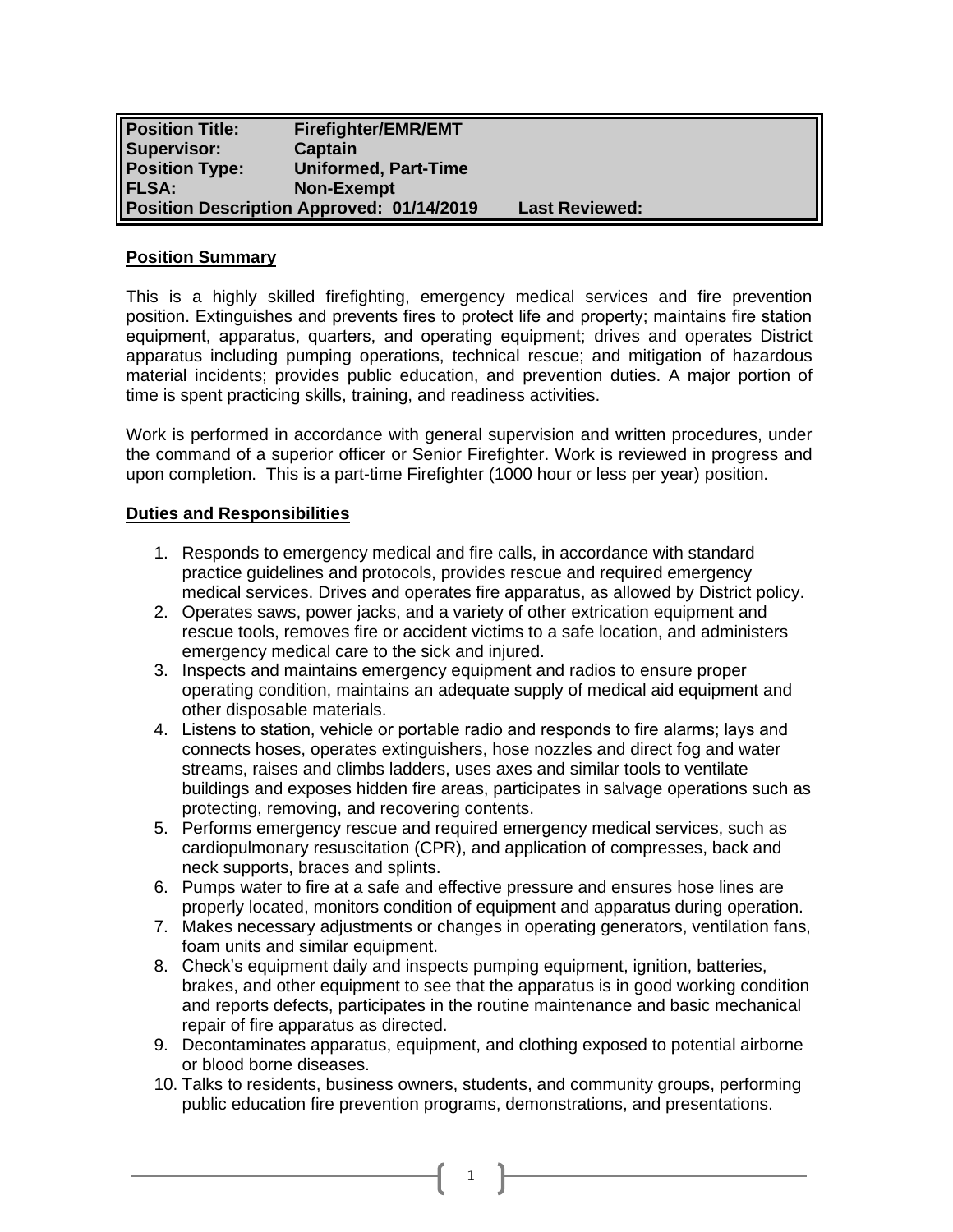| | | |
|---|---|---|
| **Position Title:** | **Firefighter/EMR/EMT** | |
| **Supervisor:** | **Captain** | |
| **Position Type:** | **Uniformed, Part-Time** | |
| **FLSA:** | **Non-Exempt** | |
| **Position Description Approved: 01/14/2019** | | **Last Reviewed:** |

**Position Summary**

This is a highly skilled firefighting, emergency medical services and fire prevention position. Extinguishes and prevents fires to protect life and property; maintains fire station equipment, apparatus, quarters, and operating equipment; drives and operates District apparatus including pumping operations, technical rescue; and mitigation of hazardous material incidents; provides public education, and prevention duties. A major portion of time is spent practicing skills, training, and readiness activities.

Work is performed in accordance with general supervision and written procedures, under the command of a superior officer or Senior Firefighter. Work is reviewed in progress and upon completion. This is a part-time Firefighter (1000 hour or less per year) position.

**Duties and Responsibilities**

1. Responds to emergency medical and fire calls, in accordance with standard practice guidelines and protocols, provides rescue and required emergency medical services. Drives and operates fire apparatus, as allowed by District policy.
2. Operates saws, power jacks, and a variety of other extrication equipment and rescue tools, removes fire or accident victims to a safe location, and administers emergency medical care to the sick and injured.
3. Inspects and maintains emergency equipment and radios to ensure proper operating condition, maintains an adequate supply of medical aid equipment and other disposable materials.
4. Listens to station, vehicle or portable radio and responds to fire alarms; lays and connects hoses, operates extinguishers, hose nozzles and direct fog and water streams, raises and climbs ladders, uses axes and similar tools to ventilate buildings and exposes hidden fire areas, participates in salvage operations such as protecting, removing, and recovering contents.
5. Performs emergency rescue and required emergency medical services, such as cardiopulmonary resuscitation (CPR), and application of compresses, back and neck supports, braces and splints.
6. Pumps water to fire at a safe and effective pressure and ensures hose lines are properly located, monitors condition of equipment and apparatus during operation.
7. Makes necessary adjustments or changes in operating generators, ventilation fans, foam units and similar equipment.
8. Check's equipment daily and inspects pumping equipment, ignition, batteries, brakes, and other equipment to see that the apparatus is in good working condition and reports defects, participates in the routine maintenance and basic mechanical repair of fire apparatus as directed.
9. Decontaminates apparatus, equipment, and clothing exposed to potential airborne or blood borne diseases.
10. Talks to residents, business owners, students, and community groups, performing public education fire prevention programs, demonstrations, and presentations.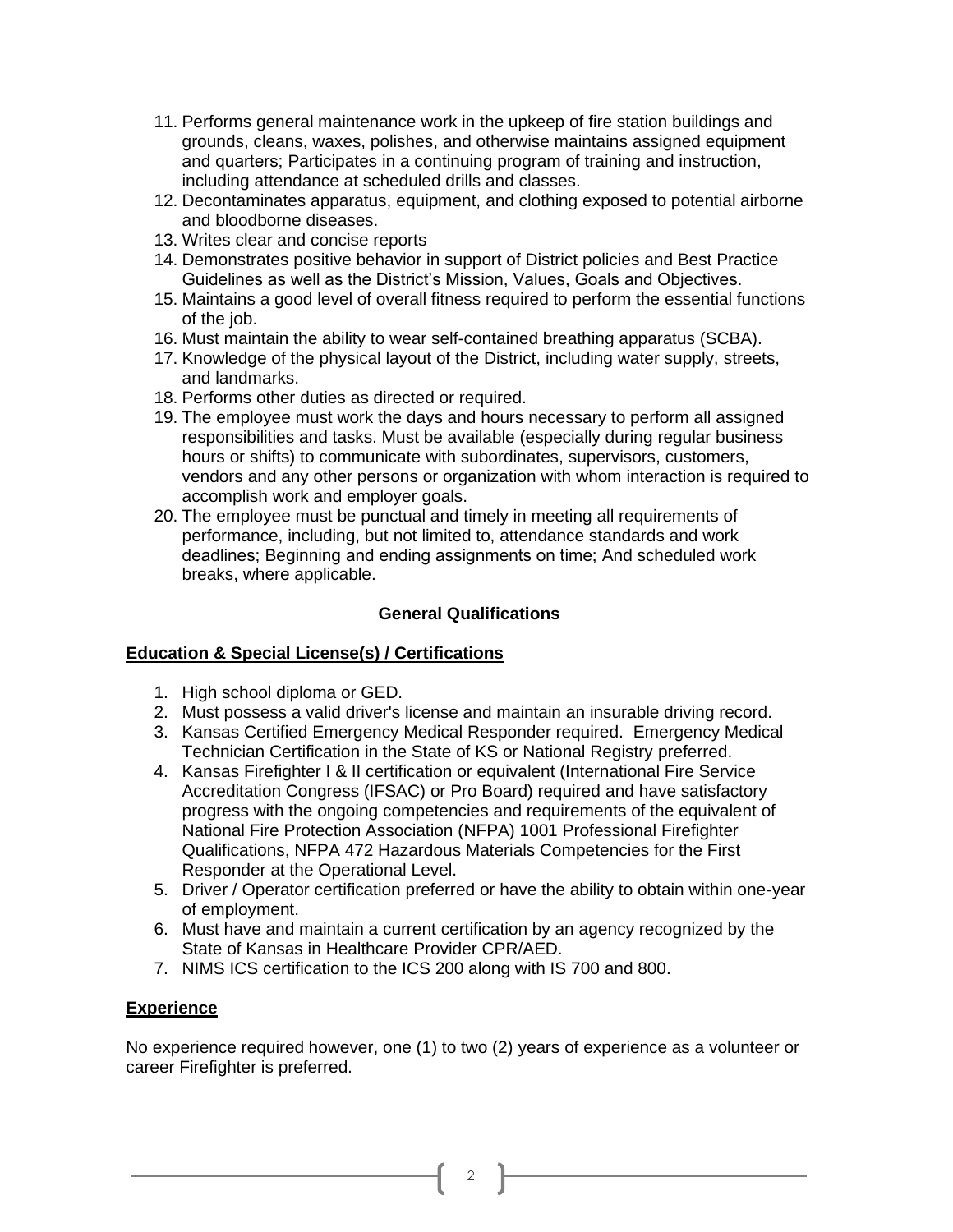11. Performs general maintenance work in the upkeep of fire station buildings and grounds, cleans, waxes, polishes, and otherwise maintains assigned equipment and quarters; Participates in a continuing program of training and instruction, including attendance at scheduled drills and classes.
12. Decontaminates apparatus, equipment, and clothing exposed to potential airborne and bloodborne diseases.
13. Writes clear and concise reports
14. Demonstrates positive behavior in support of District policies and Best Practice Guidelines as well as the District's Mission, Values, Goals and Objectives.
15. Maintains a good level of overall fitness required to perform the essential functions of the job.
16. Must maintain the ability to wear self-contained breathing apparatus (SCBA).
17. Knowledge of the physical layout of the District, including water supply, streets, and landmarks.
18. Performs other duties as directed or required.
19. The employee must work the days and hours necessary to perform all assigned responsibilities and tasks. Must be available (especially during regular business hours or shifts) to communicate with subordinates, supervisors, customers, vendors and any other persons or organization with whom interaction is required to accomplish work and employer goals.
20. The employee must be punctual and timely in meeting all requirements of performance, including, but not limited to, attendance standards and work deadlines; Beginning and ending assignments on time; And scheduled work breaks, where applicable.

## General Qualifications

### Education & Special License(s) / Certifications

1. High school diploma or GED.
2. Must possess a valid driver's license and maintain an insurable driving record.
3. Kansas Certified Emergency Medical Responder required. Emergency Medical Technician Certification in the State of KS or National Registry preferred.
4. Kansas Firefighter I & II certification or equivalent (International Fire Service Accreditation Congress (IFSAC) or Pro Board) required and have satisfactory progress with the ongoing competencies and requirements of the equivalent of National Fire Protection Association (NFPA) 1001 Professional Firefighter Qualifications, NFPA 472 Hazardous Materials Competencies for the First Responder at the Operational Level.
5. Driver / Operator certification preferred or have the ability to obtain within one-year of employment.
6. Must have and maintain a current certification by an agency recognized by the State of Kansas in Healthcare Provider CPR/AED.
7. NIMS ICS certification to the ICS 200 along with IS 700 and 800.

### Experience

No experience required however, one (1) to two (2) years of experience as a volunteer or career Firefighter is preferred.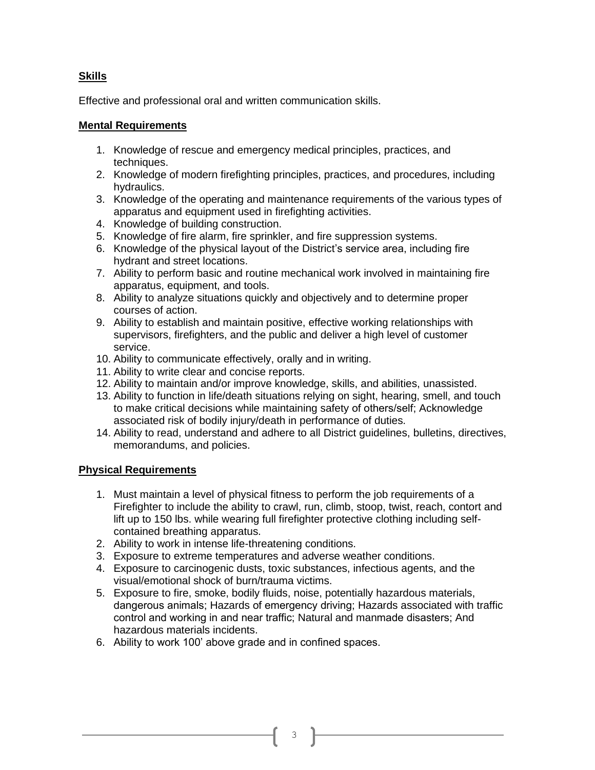**Skills**

Effective and professional oral and written communication skills.

**Mental Requirements**

1. Knowledge of rescue and emergency medical principles, practices, and techniques.
2. Knowledge of modern firefighting principles, practices, and procedures, including hydraulics.
3. Knowledge of the operating and maintenance requirements of the various types of apparatus and equipment used in firefighting activities.
4. Knowledge of building construction.
5. Knowledge of fire alarm, fire sprinkler, and fire suppression systems.
6. Knowledge of the physical layout of the District's service area, including fire hydrant and street locations.
7. Ability to perform basic and routine mechanical work involved in maintaining fire apparatus, equipment, and tools.
8. Ability to analyze situations quickly and objectively and to determine proper courses of action.
9. Ability to establish and maintain positive, effective working relationships with supervisors, firefighters, and the public and deliver a high level of customer service.
10. Ability to communicate effectively, orally and in writing.
11. Ability to write clear and concise reports.
12. Ability to maintain and/or improve knowledge, skills, and abilities, unassisted.
13. Ability to function in life/death situations relying on sight, hearing, smell, and touch to make critical decisions while maintaining safety of others/self; Acknowledge associated risk of bodily injury/death in performance of duties.
14. Ability to read, understand and adhere to all District guidelines, bulletins, directives, memorandums, and policies.

**Physical Requirements**

1. Must maintain a level of physical fitness to perform the job requirements of a Firefighter to include the ability to crawl, run, climb, stoop, twist, reach, contort and lift up to 150 lbs. while wearing full firefighter protective clothing including self-contained breathing apparatus.
2. Ability to work in intense life-threatening conditions.
3. Exposure to extreme temperatures and adverse weather conditions.
4. Exposure to carcinogenic dusts, toxic substances, infectious agents, and the visual/emotional shock of burn/trauma victims.
5. Exposure to fire, smoke, bodily fluids, noise, potentially hazardous materials, dangerous animals; Hazards of emergency driving; Hazards associated with traffic control and working in and near traffic; Natural and manmade disasters; And hazardous materials incidents.
6. Ability to work 100' above grade and in confined spaces.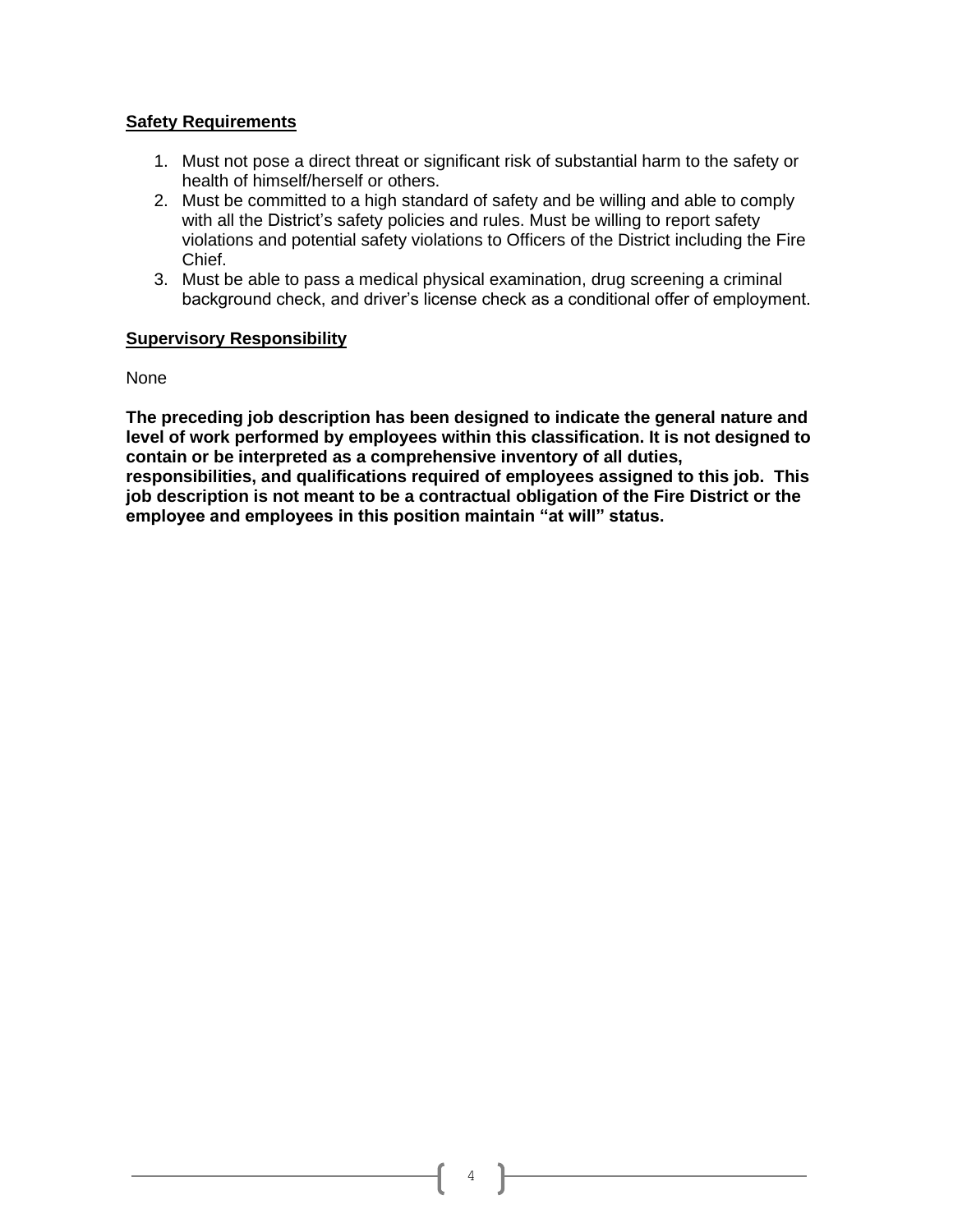**Safety Requirements**

1. Must not pose a direct threat or significant risk of substantial harm to the safety or health of himself/herself or others.
2. Must be committed to a high standard of safety and be willing and able to comply with all the District's safety policies and rules. Must be willing to report safety violations and potential safety violations to Officers of the District including the Fire Chief.
3. Must be able to pass a medical physical examination, drug screening a criminal background check, and driver's license check as a conditional offer of employment.

**Supervisory Responsibility**

None

**The preceding job description has been designed to indicate the general nature and level of work performed by employees within this classification. It is not designed to contain or be interpreted as a comprehensive inventory of all duties, responsibilities, and qualifications required of employees assigned to this job. This job description is not meant to be a contractual obligation of the Fire District or the employee and employees in this position maintain "at will" status.**